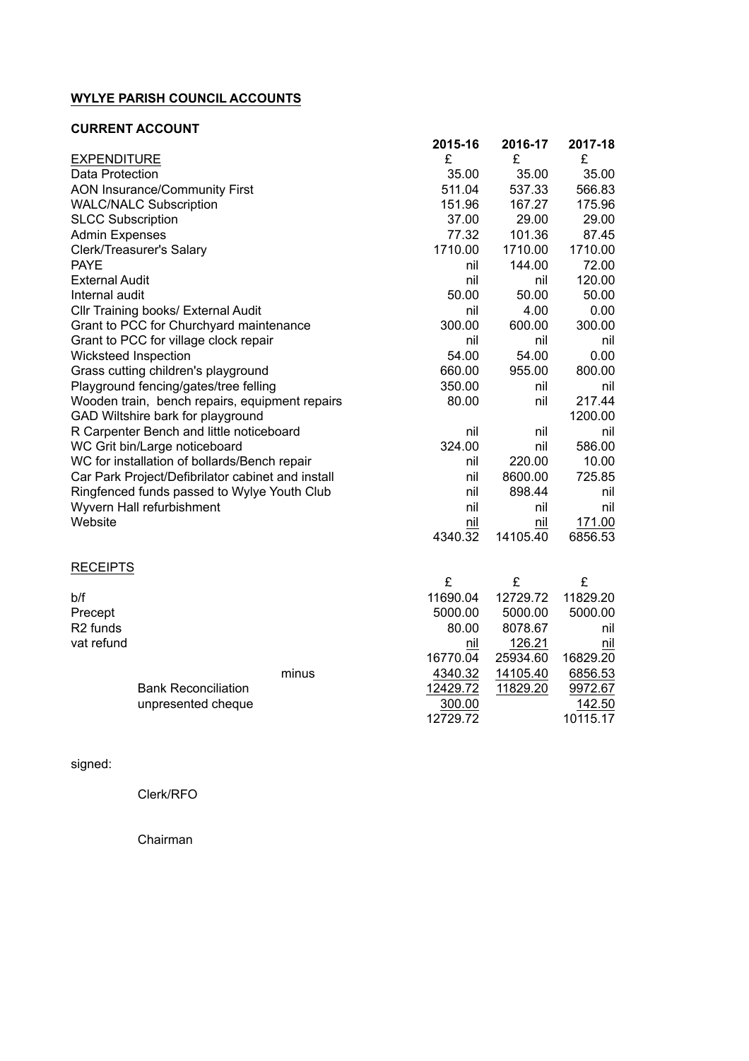**WYLYE PARISH COUNCIL ACCOUNTS**

**CURRENT ACCOUNT**

| | **2015-16** | **2016-17** | **2017-18** |
|---|---|---|---|
| EXPENDITURE | £ | £ | £ |
| Data Protection | 35.00 | 35.00 | 35.00 |
| AON Insurance/Community First | 511.04 | 537.33 | 566.83 |
| WALC/NALC Subscription | 151.96 | 167.27 | 175.96 |
| SLCC Subscription | 37.00 | 29.00 | 29.00 |
| Admin Expenses | 77.32 | 101.36 | 87.45 |
| Clerk/Treasurer's Salary | 1710.00 | 1710.00 | 1710.00 |
| PAYE | nil | 144.00 | 72.00 |
| External Audit | nil | nil | 120.00 |
| Internal audit | 50.00 | 50.00 | 50.00 |
| Cllr Training books/ External Audit | nil | 4.00 | 0.00 |
| Grant to PCC for Churchyard maintenance | 300.00 | 600.00 | 300.00 |
| Grant to PCC for village clock repair | nil | nil | nil |
| Wicksteed Inspection | 54.00 | 54.00 | 0.00 |
| Grass cutting children's playground | 660.00 | 955.00 | 800.00 |
| Playground fencing/gates/tree felling | 350.00 | nil | nil |
| Wooden train, bench repairs, equipment repairs | 80.00 | nil | 217.44 |
| GAD Wiltshire bark for playground | | | 1200.00 |
| R Carpenter Bench and little noticeboard | nil | nil | nil |
| WC Grit bin/Large noticeboard | 324.00 | nil | 586.00 |
| WC for installation of bollards/Bench repair | nil | 220.00 | 10.00 |
| Car Park Project/Defibrilator cabinet and install | nil | 8600.00 | 725.85 |
| Ringfenced funds passed to Wylye Youth Club | nil | 898.44 | nil |
| Wyvern Hall refurbishment | nil | nil | nil |
| Website | nil | nil | 171.00 |
| | 4340.32 | 14105.40 | 6856.53 |

| RECEIPTS | | | |
|---|---|---|---|
| | £ | £ | £ |
| b/f | 11690.04 | 12729.72 | 11829.20 |
| Precept | 5000.00 | 5000.00 | 5000.00 |
| R2 funds | 80.00 | 8078.67 | nil |
| vat refund | nil | 126.21 | nil |
| | 16770.04 | 25934.60 | 16829.20 |
| minus | 4340.32 | 14105.40 | 6856.53 |
| Bank Reconciliation | 12429.72 | 11829.20 | 9972.67 |
| unpresented cheque | 300.00 | | 142.50 |
| | 12729.72 | | 10115.17 |

signed:

Clerk/RFO

Chairman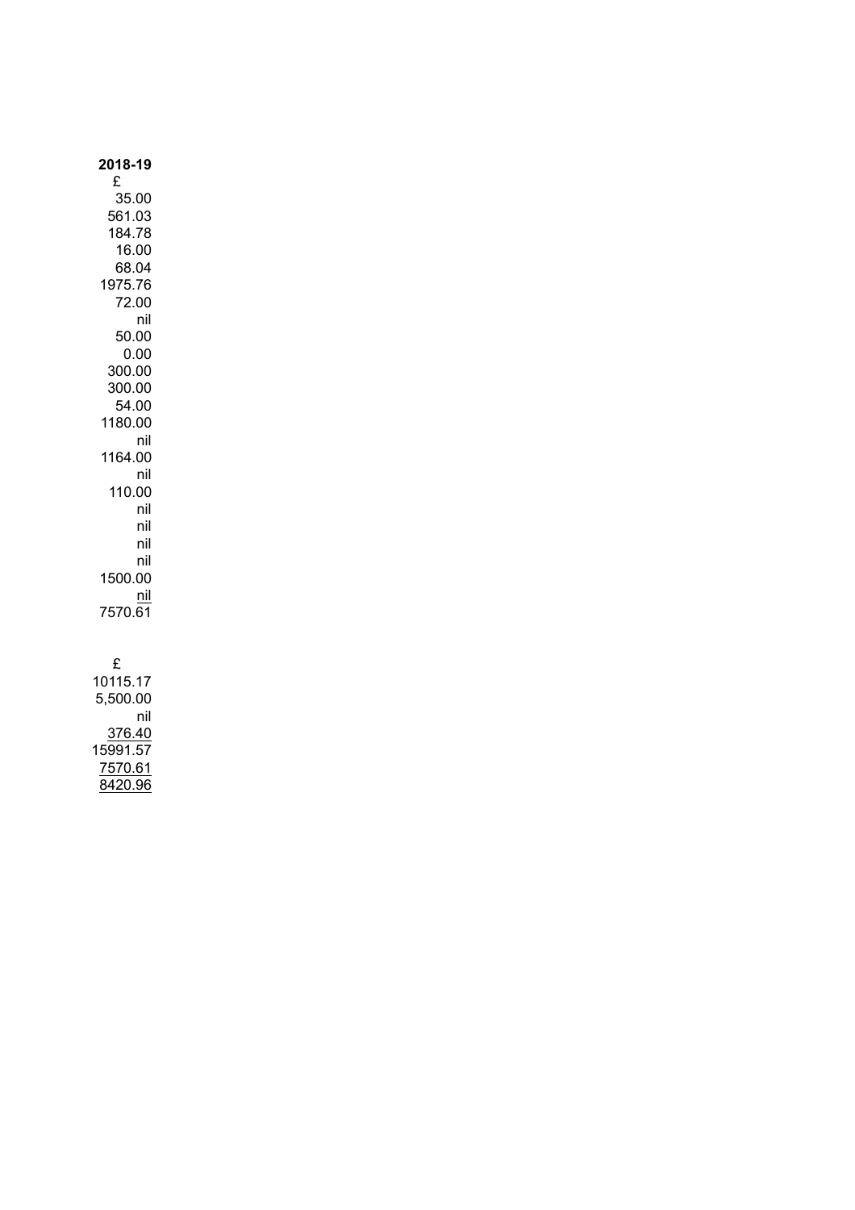| 2018-19 |
| --- |
| £ |
| 35.00 |
| 561.03 |
| 184.78 |
| 16.00 |
| 68.04 |
| 1975.76 |
| 72.00 |
| nil |
| 50.00 |
| 0.00 |
| 300.00 |
| 300.00 |
| 54.00 |
| 1180.00 |
| nil |
| 1164.00 |
| nil |
| 110.00 |
| nil |
| nil |
| nil |
| nil |
| 1500.00 |
| nil |
| 7570.61 |

| |
| --- |
| £ |
| 10115.17 |
| 5,500.00 |
| nil |
| 376.40 |
| 15991.57 |
| 7570.61 |
| 8420.96 |